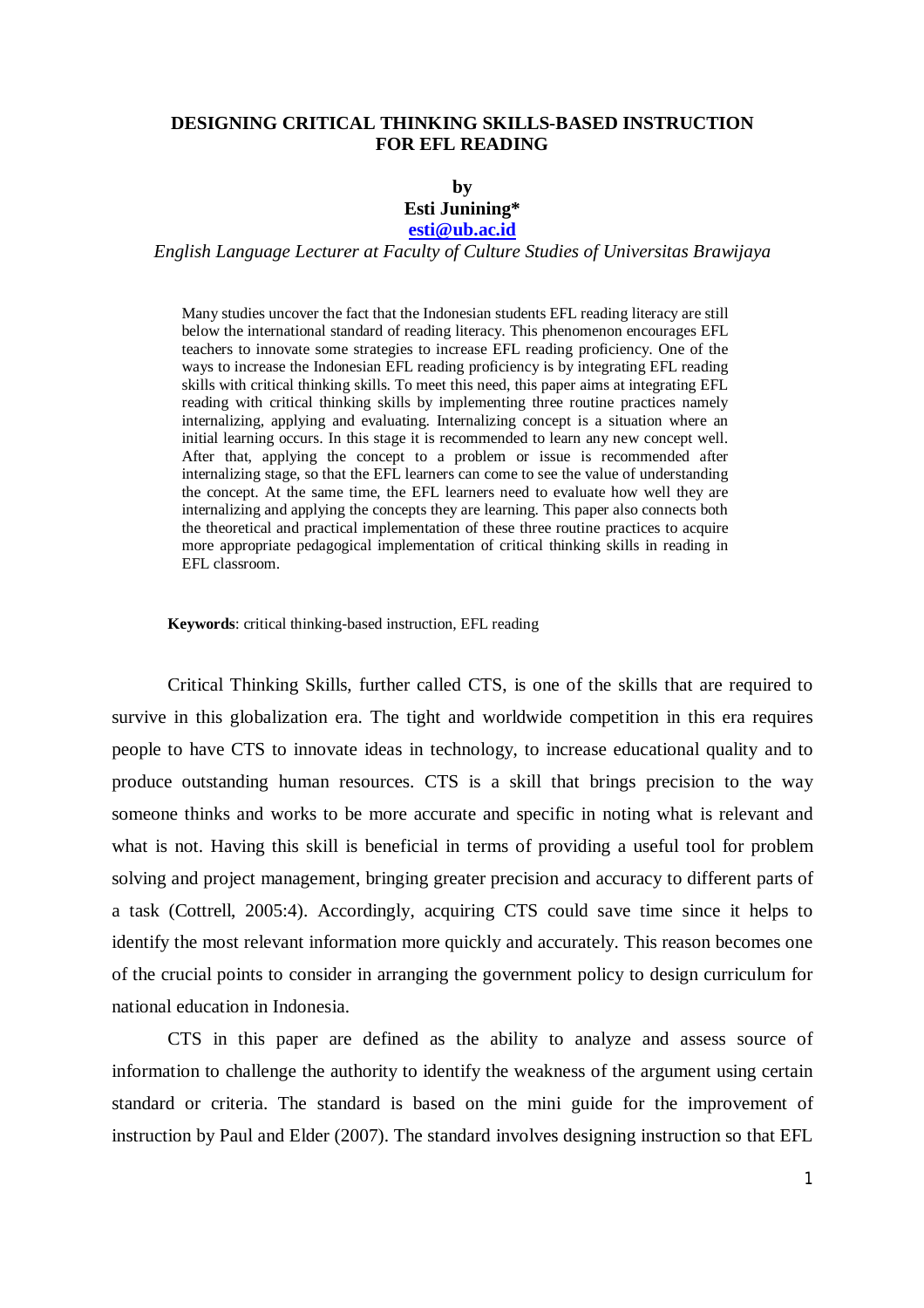# DESIGNING CRITICAL THINKING SKILLS-BASED INSTRUCTION FOR EFL READING

**by**

**Esti Junining***

**esti@ub.ac.id**

*English Language Lecturer at Faculty of Culture Studies of Universitas Brawijaya*

Many studies uncover the fact that the Indonesian students EFL reading literacy are still below the international standard of reading literacy. This phenomenon encourages EFL teachers to innovate some strategies to increase EFL reading proficiency. One of the ways to increase the Indonesian EFL reading proficiency is by integrating EFL reading skills with critical thinking skills. To meet this need, this paper aims at integrating EFL reading with critical thinking skills by implementing three routine practices namely internalizing, applying and evaluating. Internalizing concept is a situation where an initial learning occurs. In this stage it is recommended to learn any new concept well. After that, applying the concept to a problem or issue is recommended after internalizing stage, so that the EFL learners can come to see the value of understanding the concept. At the same time, the EFL learners need to evaluate how well they are internalizing and applying the concepts they are learning. This paper also connects both the theoretical and practical implementation of these three routine practices to acquire more appropriate pedagogical implementation of critical thinking skills in reading in EFL classroom.

**Keywords**: critical thinking-based instruction, EFL reading

Critical Thinking Skills, further called CTS, is one of the skills that are required to survive in this globalization era. The tight and worldwide competition in this era requires people to have CTS to innovate ideas in technology, to increase educational quality and to produce outstanding human resources. CTS is a skill that brings precision to the way someone thinks and works to be more accurate and specific in noting what is relevant and what is not. Having this skill is beneficial in terms of providing a useful tool for problem solving and project management, bringing greater precision and accuracy to different parts of a task (Cottrell, 2005:4). Accordingly, acquiring CTS could save time since it helps to identify the most relevant information more quickly and accurately. This reason becomes one of the crucial points to consider in arranging the government policy to design curriculum for national education in Indonesia.

CTS in this paper are defined as the ability to analyze and assess source of information to challenge the authority to identify the weakness of the argument using certain standard or criteria. The standard is based on the mini guide for the improvement of instruction by Paul and Elder (2007). The standard involves designing instruction so that EFL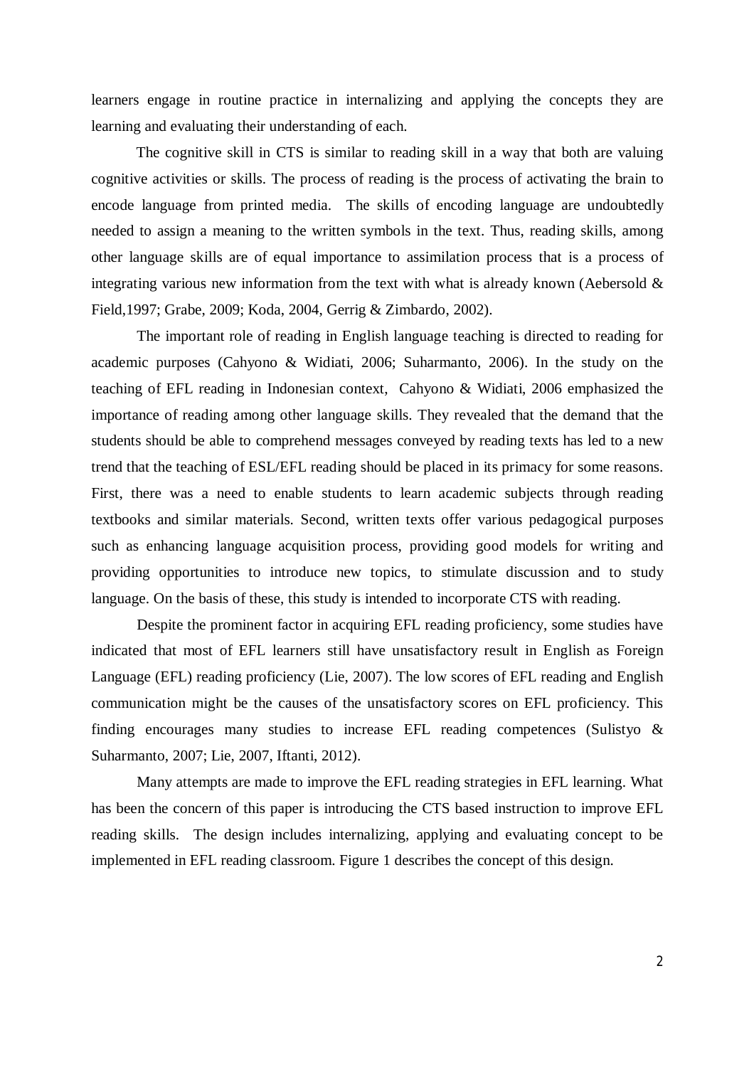learners engage in routine practice in internalizing and applying the concepts they are learning and evaluating their understanding of each.

The cognitive skill in CTS is similar to reading skill in a way that both are valuing cognitive activities or skills. The process of reading is the process of activating the brain to encode language from printed media. The skills of encoding language are undoubtedly needed to assign a meaning to the written symbols in the text. Thus, reading skills, among other language skills are of equal importance to assimilation process that is a process of integrating various new information from the text with what is already known (Aebersold & Field,1997; Grabe, 2009; Koda, 2004, Gerrig & Zimbardo, 2002).

The important role of reading in English language teaching is directed to reading for academic purposes (Cahyono & Widiati, 2006; Suharmanto, 2006). In the study on the teaching of EFL reading in Indonesian context, Cahyono & Widiati, 2006 emphasized the importance of reading among other language skills. They revealed that the demand that the students should be able to comprehend messages conveyed by reading texts has led to a new trend that the teaching of ESL/EFL reading should be placed in its primacy for some reasons. First, there was a need to enable students to learn academic subjects through reading textbooks and similar materials. Second, written texts offer various pedagogical purposes such as enhancing language acquisition process, providing good models for writing and providing opportunities to introduce new topics, to stimulate discussion and to study language. On the basis of these, this study is intended to incorporate CTS with reading.

Despite the prominent factor in acquiring EFL reading proficiency, some studies have indicated that most of EFL learners still have unsatisfactory result in English as Foreign Language (EFL) reading proficiency (Lie, 2007). The low scores of EFL reading and English communication might be the causes of the unsatisfactory scores on EFL proficiency. This finding encourages many studies to increase EFL reading competences (Sulistyo & Suharmanto, 2007; Lie, 2007, Iftanti, 2012).

Many attempts are made to improve the EFL reading strategies in EFL learning. What has been the concern of this paper is introducing the CTS based instruction to improve EFL reading skills. The design includes internalizing, applying and evaluating concept to be implemented in EFL reading classroom. Figure 1 describes the concept of this design.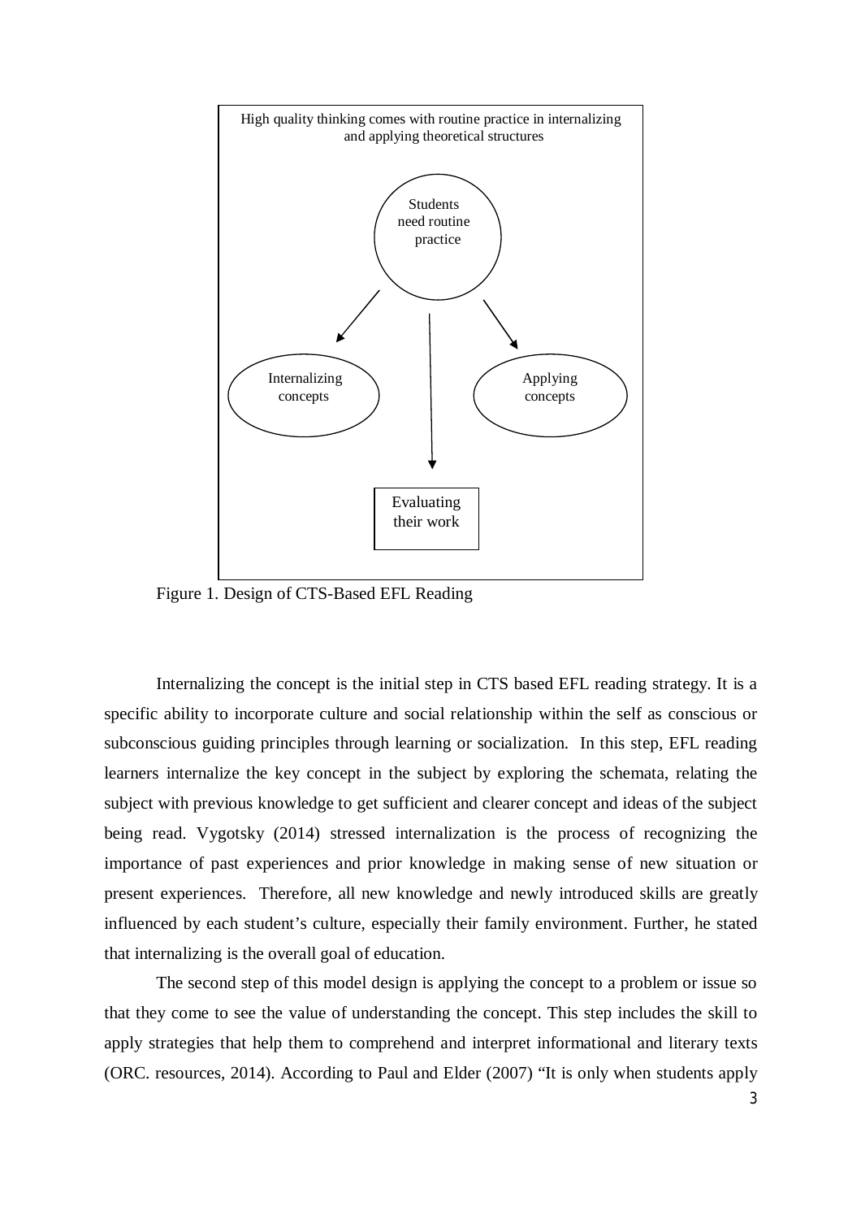High quality thinking comes with routine practice in internalizing and applying theoretical structures

Students need routine practice

Internalizing concepts

Applying concepts

Evaluating their work

Figure 1. Design of CTS-Based EFL Reading

Internalizing the concept is the initial step in CTS based EFL reading strategy. It is a specific ability to incorporate culture and social relationship within the self as conscious or subconscious guiding principles through learning or socialization. In this step, EFL reading learners internalize the key concept in the subject by exploring the schemata, relating the subject with previous knowledge to get sufficient and clearer concept and ideas of the subject being read. Vygotsky (2014) stressed internalization is the process of recognizing the importance of past experiences and prior knowledge in making sense of new situation or present experiences. Therefore, all new knowledge and newly introduced skills are greatly influenced by each student's culture, especially their family environment. Further, he stated that internalizing is the overall goal of education.

The second step of this model design is applying the concept to a problem or issue so that they come to see the value of understanding the concept. This step includes the skill to apply strategies that help them to comprehend and interpret informational and literary texts (ORC. resources, 2014). According to Paul and Elder (2007) "It is only when students apply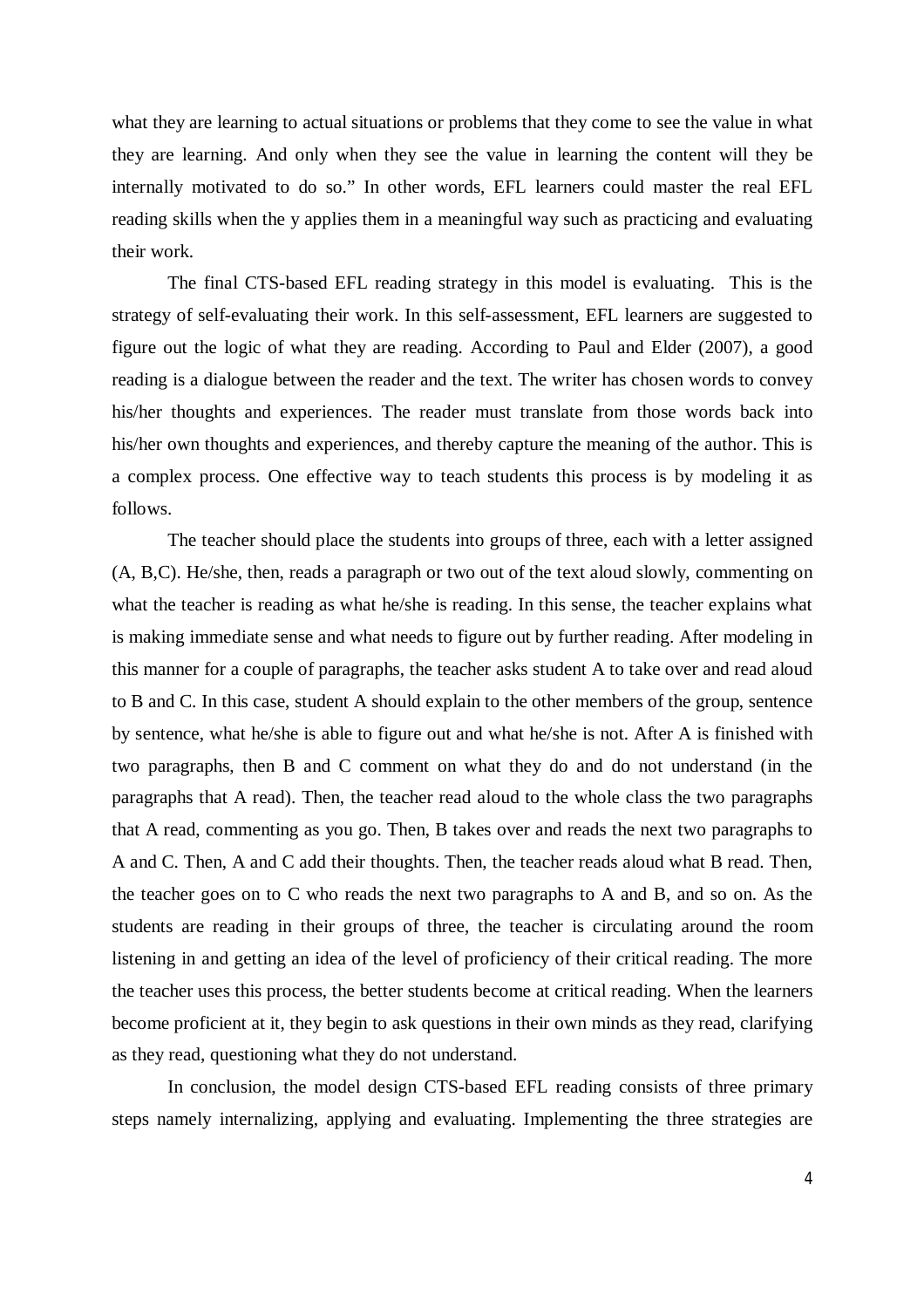what they are learning to actual situations or problems that they come to see the value in what they are learning. And only when they see the value in learning the content will they be internally motivated to do so." In other words, EFL learners could master the real EFL reading skills when the y applies them in a meaningful way such as practicing and evaluating their work.

The final CTS-based EFL reading strategy in this model is evaluating. This is the strategy of self-evaluating their work. In this self-assessment, EFL learners are suggested to figure out the logic of what they are reading. According to Paul and Elder (2007), a good reading is a dialogue between the reader and the text. The writer has chosen words to convey his/her thoughts and experiences. The reader must translate from those words back into his/her own thoughts and experiences, and thereby capture the meaning of the author. This is a complex process. One effective way to teach students this process is by modeling it as follows.

The teacher should place the students into groups of three, each with a letter assigned (A, B,C). He/she, then, reads a paragraph or two out of the text aloud slowly, commenting on what the teacher is reading as what he/she is reading. In this sense, the teacher explains what is making immediate sense and what needs to figure out by further reading. After modeling in this manner for a couple of paragraphs, the teacher asks student A to take over and read aloud to B and C. In this case, student A should explain to the other members of the group, sentence by sentence, what he/she is able to figure out and what he/she is not. After A is finished with two paragraphs, then B and C comment on what they do and do not understand (in the paragraphs that A read). Then, the teacher read aloud to the whole class the two paragraphs that A read, commenting as you go. Then, B takes over and reads the next two paragraphs to A and C. Then, A and C add their thoughts. Then, the teacher reads aloud what B read. Then, the teacher goes on to C who reads the next two paragraphs to A and B, and so on. As the students are reading in their groups of three, the teacher is circulating around the room listening in and getting an idea of the level of proficiency of their critical reading. The more the teacher uses this process, the better students become at critical reading. When the learners become proficient at it, they begin to ask questions in their own minds as they read, clarifying as they read, questioning what they do not understand.

In conclusion, the model design CTS-based EFL reading consists of three primary steps namely internalizing, applying and evaluating. Implementing the three strategies are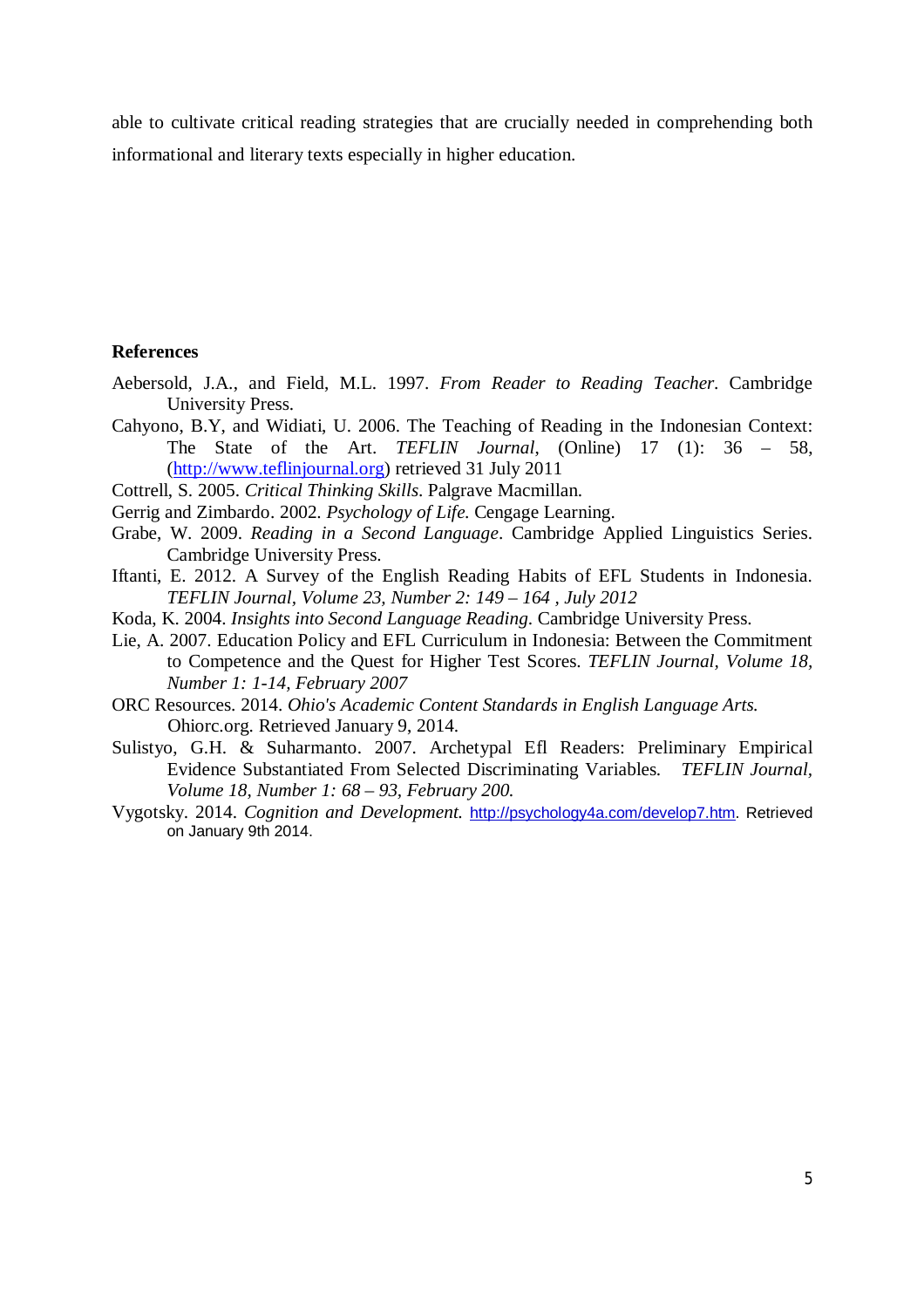able to cultivate critical reading strategies that are crucially needed in comprehending both informational and literary texts especially in higher education.

**References**

Aebersold, J.A., and Field, M.L. 1997. *From Reader to Reading Teacher*. Cambridge University Press.

Cahyono, B.Y, and Widiati, U. 2006. The Teaching of Reading in the Indonesian Context: The State of the Art. *TEFLIN Journal*, (Online) 17 (1): 36 – 58, (http://www.teflinjournal.org) retrieved 31 July 2011

Cottrell, S. 2005. *Critical Thinking Skills*. Palgrave Macmillan.

Gerrig and Zimbardo. 2002. *Psychology of Life.* Cengage Learning.

Grabe, W. 2009. *Reading in a Second Language*. Cambridge Applied Linguistics Series. Cambridge University Press.

Iftanti, E. 2012. A Survey of the English Reading Habits of EFL Students in Indonesia. *TEFLIN Journal, Volume 23, Number 2: 149 – 164 , July 2012*

Koda, K. 2004. *Insights into Second Language Reading*. Cambridge University Press.

Lie, A. 2007. Education Policy and EFL Curriculum in Indonesia: Between the Commitment to Competence and the Quest for Higher Test Scores. *TEFLIN Journal, Volume 18, Number 1: 1-14, February 2007*

ORC Resources. 2014. *Ohio's Academic Content Standards in English Language Arts.* Ohiorc.org. Retrieved January 9, 2014.

Sulistyo, G.H. & Suharmanto. 2007. Archetypal Efl Readers: Preliminary Empirical Evidence Substantiated From Selected Discriminating Variables. *TEFLIN Journal, Volume 18, Number 1: 68 – 93, February 200.*

Vygotsky. 2014. *Cognition and Development.* http://psychology4a.com/develop7.htm. Retrieved on January 9th 2014.